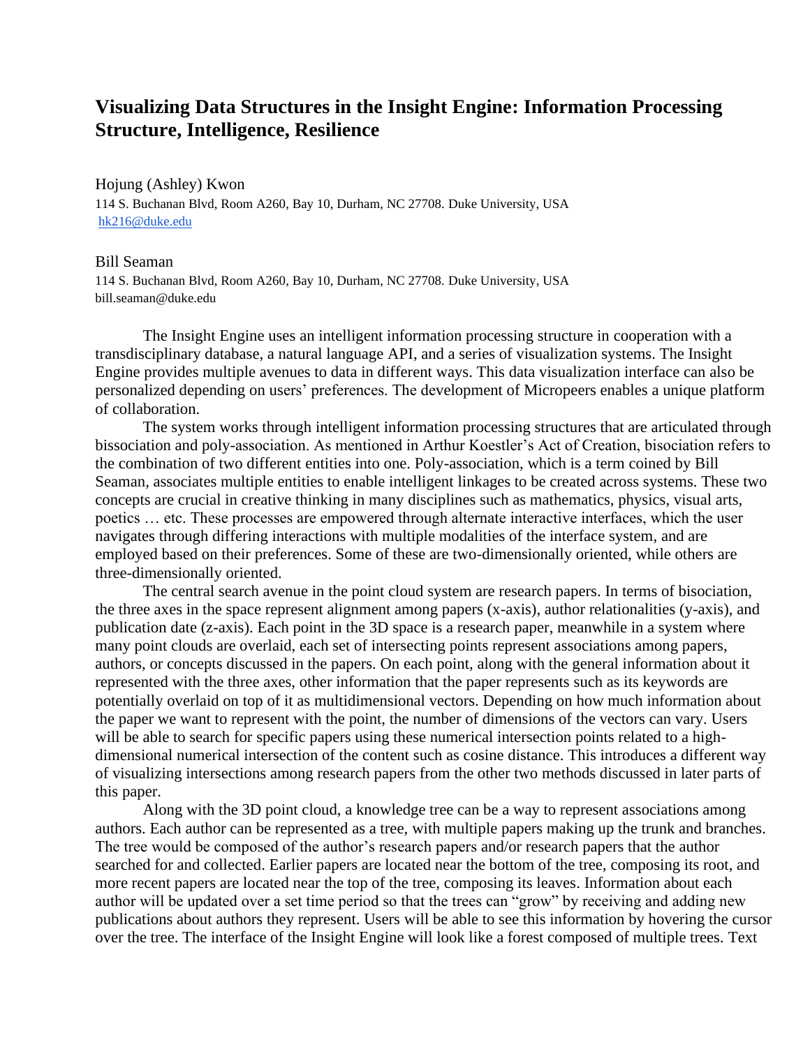# Visualizing Data Structures in the Insight Engine: Information Processing Structure, Intelligence, Resilience

Hojung (Ashley) Kwon
114 S. Buchanan Blvd, Room A260, Bay 10, Durham, NC 27708. Duke University, USA
hk216@duke.edu

Bill Seaman
114 S. Buchanan Blvd, Room A260, Bay 10, Durham, NC 27708. Duke University, USA
bill.seaman@duke.edu

The Insight Engine uses an intelligent information processing structure in cooperation with a transdisciplinary database, a natural language API, and a series of visualization systems. The Insight Engine provides multiple avenues to data in different ways. This data visualization interface can also be personalized depending on users' preferences. The development of Micropeers enables a unique platform of collaboration.

The system works through intelligent information processing structures that are articulated through bissociation and poly-association. As mentioned in Arthur Koestler's Act of Creation, bisociation refers to the combination of two different entities into one. Poly-association, which is a term coined by Bill Seaman, associates multiple entities to enable intelligent linkages to be created across systems. These two concepts are crucial in creative thinking in many disciplines such as mathematics, physics, visual arts, poetics … etc. These processes are empowered through alternate interactive interfaces, which the user navigates through differing interactions with multiple modalities of the interface system, and are employed based on their preferences. Some of these are two-dimensionally oriented, while others are three-dimensionally oriented.

The central search avenue in the point cloud system are research papers. In terms of bisociation, the three axes in the space represent alignment among papers (x-axis), author relationalities (y-axis), and publication date (z-axis). Each point in the 3D space is a research paper, meanwhile in a system where many point clouds are overlaid, each set of intersecting points represent associations among papers, authors, or concepts discussed in the papers. On each point, along with the general information about it represented with the three axes, other information that the paper represents such as its keywords are potentially overlaid on top of it as multidimensional vectors. Depending on how much information about the paper we want to represent with the point, the number of dimensions of the vectors can vary. Users will be able to search for specific papers using these numerical intersection points related to a high-dimensional numerical intersection of the content such as cosine distance. This introduces a different way of visualizing intersections among research papers from the other two methods discussed in later parts of this paper.

Along with the 3D point cloud, a knowledge tree can be a way to represent associations among authors. Each author can be represented as a tree, with multiple papers making up the trunk and branches. The tree would be composed of the author's research papers and/or research papers that the author searched for and collected. Earlier papers are located near the bottom of the tree, composing its root, and more recent papers are located near the top of the tree, composing its leaves. Information about each author will be updated over a set time period so that the trees can "grow" by receiving and adding new publications about authors they represent. Users will be able to see this information by hovering the cursor over the tree. The interface of the Insight Engine will look like a forest composed of multiple trees. Text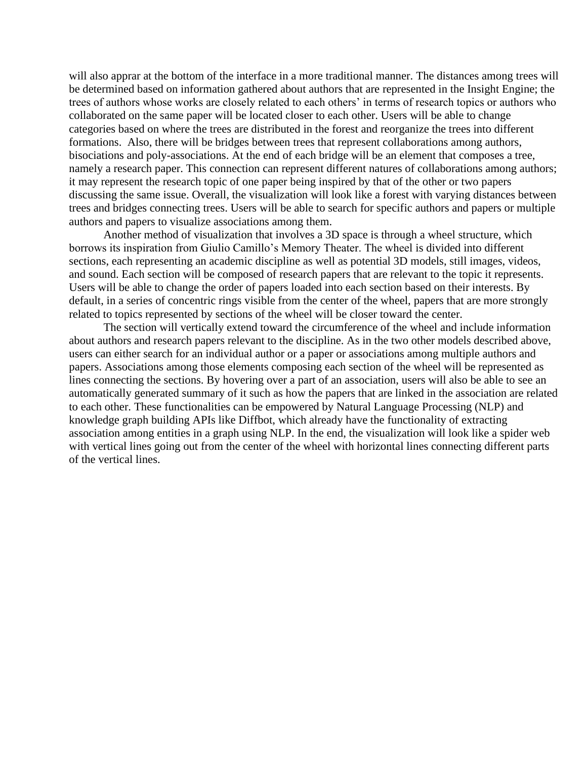will also apprar at the bottom of the interface in a more traditional manner. The distances among trees will be determined based on information gathered about authors that are represented in the Insight Engine; the trees of authors whose works are closely related to each others' in terms of research topics or authors who collaborated on the same paper will be located closer to each other. Users will be able to change categories based on where the trees are distributed in the forest and reorganize the trees into different formations. Also, there will be bridges between trees that represent collaborations among authors, bisociations and poly-associations. At the end of each bridge will be an element that composes a tree, namely a research paper. This connection can represent different natures of collaborations among authors; it may represent the research topic of one paper being inspired by that of the other or two papers discussing the same issue. Overall, the visualization will look like a forest with varying distances between trees and bridges connecting trees. Users will be able to search for specific authors and papers or multiple authors and papers to visualize associations among them.

Another method of visualization that involves a 3D space is through a wheel structure, which borrows its inspiration from Giulio Camillo's Memory Theater. The wheel is divided into different sections, each representing an academic discipline as well as potential 3D models, still images, videos, and sound. Each section will be composed of research papers that are relevant to the topic it represents. Users will be able to change the order of papers loaded into each section based on their interests. By default, in a series of concentric rings visible from the center of the wheel, papers that are more strongly related to topics represented by sections of the wheel will be closer toward the center.

The section will vertically extend toward the circumference of the wheel and include information about authors and research papers relevant to the discipline. As in the two other models described above, users can either search for an individual author or a paper or associations among multiple authors and papers. Associations among those elements composing each section of the wheel will be represented as lines connecting the sections. By hovering over a part of an association, users will also be able to see an automatically generated summary of it such as how the papers that are linked in the association are related to each other. These functionalities can be empowered by Natural Language Processing (NLP) and knowledge graph building APIs like Diffbot, which already have the functionality of extracting association among entities in a graph using NLP. In the end, the visualization will look like a spider web with vertical lines going out from the center of the wheel with horizontal lines connecting different parts of the vertical lines.